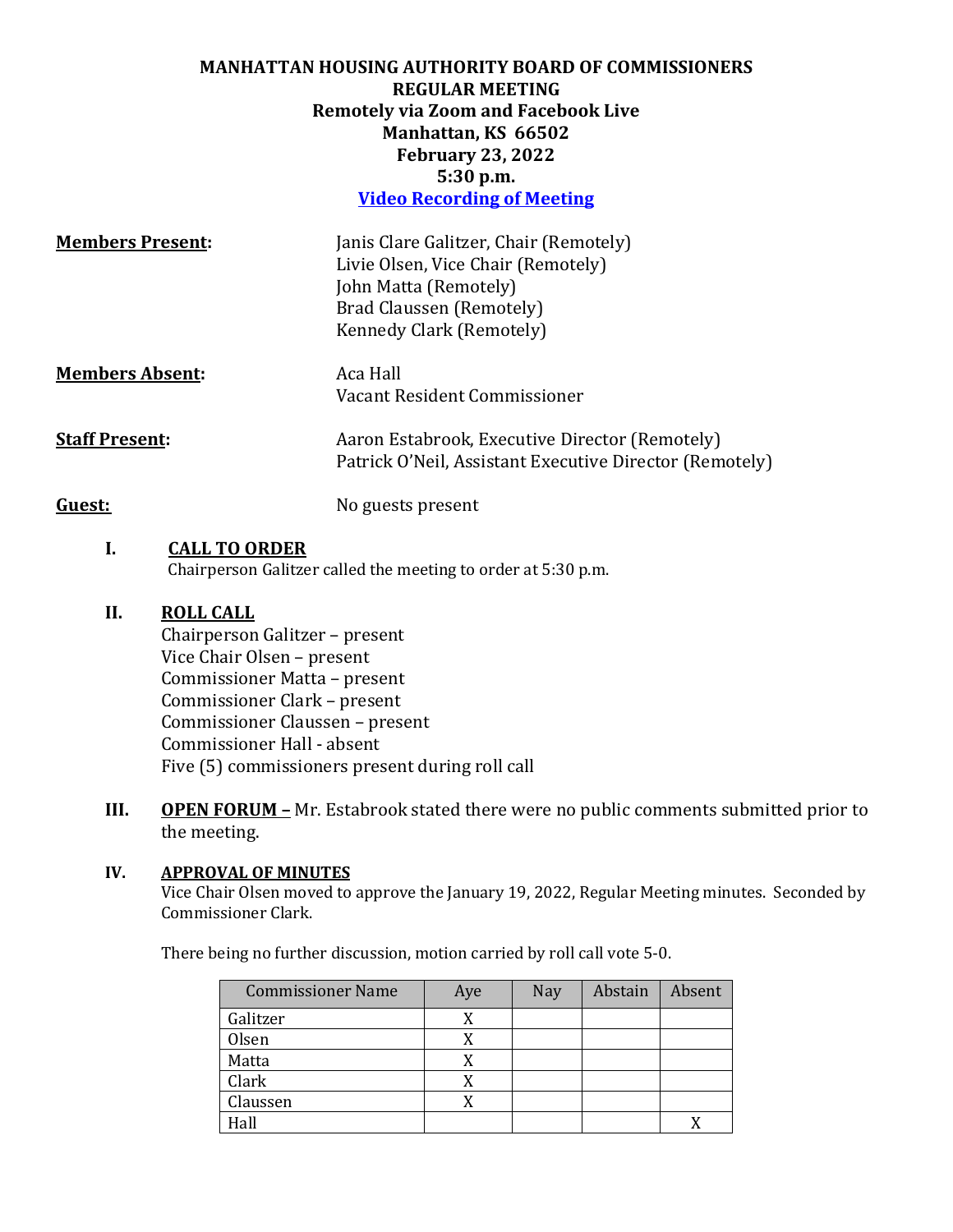**MANHATTAN HOUSING AUTHORITY BOARD OF COMMISSIONERS**
**REGULAR MEETING**
**Remotely via Zoom and Facebook Live**
**Manhattan, KS 66502**
**February 23, 2022**
**5:30 p.m.**
**[Video Recording of Meeting]()**

**Members Present:**
Janis Clare Galitzer, Chair (Remotely)
Livie Olsen, Vice Chair (Remotely)
John Matta (Remotely)
Brad Claussen (Remotely)
Kennedy Clark (Remotely)

**Members Absent:**
Aca Hall
Vacant Resident Commissioner

**Staff Present:**
Aaron Estabrook, Executive Director (Remotely)
Patrick O'Neil, Assistant Executive Director (Remotely)

**Guest:** No guests present

## I. CALL TO ORDER

Chairperson Galitzer called the meeting to order at 5:30 p.m.

## II. ROLL CALL

Chairperson Galitzer – present
Vice Chair Olsen – present
Commissioner Matta – present
Commissioner Clark – present
Commissioner Claussen – present
Commissioner Hall - absent
Five (5) commissioners present during roll call

## III. OPEN FORUM –

Mr. Estabrook stated there were no public comments submitted prior to the meeting.

## IV. APPROVAL OF MINUTES

Vice Chair Olsen moved to approve the January 19, 2022, Regular Meeting minutes. Seconded by Commissioner Clark.

There being no further discussion, motion carried by roll call vote 5-0.

| Commissioner Name | Aye | Nay | Abstain | Absent |
|---|---|---|---|---|
| Galitzer | X | | | |
| Olsen | X | | | |
| Matta | X | | | |
| Clark | X | | | |
| Claussen | X | | | |
| Hall | | | | X |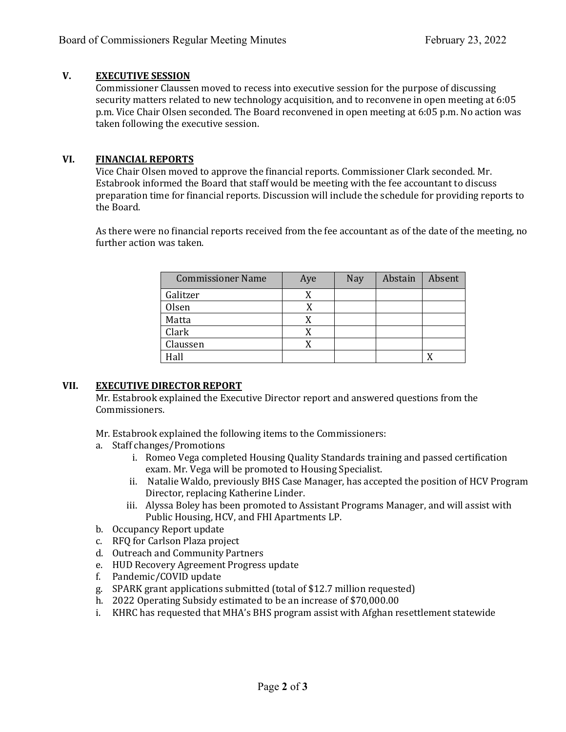## V. EXECUTIVE SESSION

Commissioner Claussen moved to recess into executive session for the purpose of discussing security matters related to new technology acquisition, and to reconvene in open meeting at 6:05 p.m. Vice Chair Olsen seconded. The Board reconvened in open meeting at 6:05 p.m. No action was taken following the executive session.

## VI. FINANCIAL REPORTS

Vice Chair Olsen moved to approve the financial reports. Commissioner Clark seconded. Mr. Estabrook informed the Board that staff would be meeting with the fee accountant to discuss preparation time for financial reports. Discussion will include the schedule for providing reports to the Board.

As there were no financial reports received from the fee accountant as of the date of the meeting, no further action was taken.

| Commissioner Name | Aye | Nay | Abstain | Absent |
|---|---|---|---|---|
| Galitzer | X | | | |
| Olsen | X | | | |
| Matta | X | | | |
| Clark | X | | | |
| Claussen | X | | | |
| Hall | | | | X |

## VII. EXECUTIVE DIRECTOR REPORT

Mr. Estabrook explained the Executive Director report and answered questions from the Commissioners.

Mr. Estabrook explained the following items to the Commissioners:

a. Staff changes/Promotions
    i. Romeo Vega completed Housing Quality Standards training and passed certification exam. Mr. Vega will be promoted to Housing Specialist.
    ii. Natalie Waldo, previously BHS Case Manager, has accepted the position of HCV Program Director, replacing Katherine Linder.
    iii. Alyssa Boley has been promoted to Assistant Programs Manager, and will assist with Public Housing, HCV, and FHI Apartments LP.
b. Occupancy Report update
c. RFQ for Carlson Plaza project
d. Outreach and Community Partners
e. HUD Recovery Agreement Progress update
f. Pandemic/COVID update
g. SPARK grant applications submitted (total of $12.7 million requested)
h. 2022 Operating Subsidy estimated to be an increase of $70,000.00
i. KHRC has requested that MHA's BHS program assist with Afghan resettlement statewide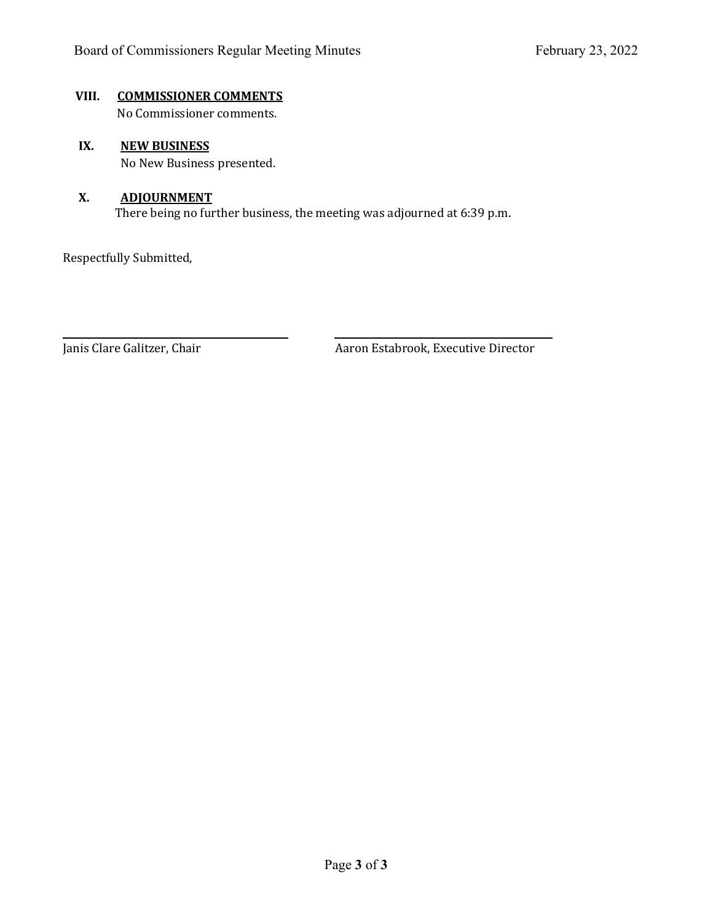## VIII. COMMISSIONER COMMENTS

No Commissioner comments.

## IX. NEW BUSINESS

No New Business presented.

## X. ADJOURNMENT

There being no further business, the meeting was adjourned at 6:39 p.m.

Respectfully Submitted,

Janis Clare Galitzer, Chair

Aaron Estabrook, Executive Director